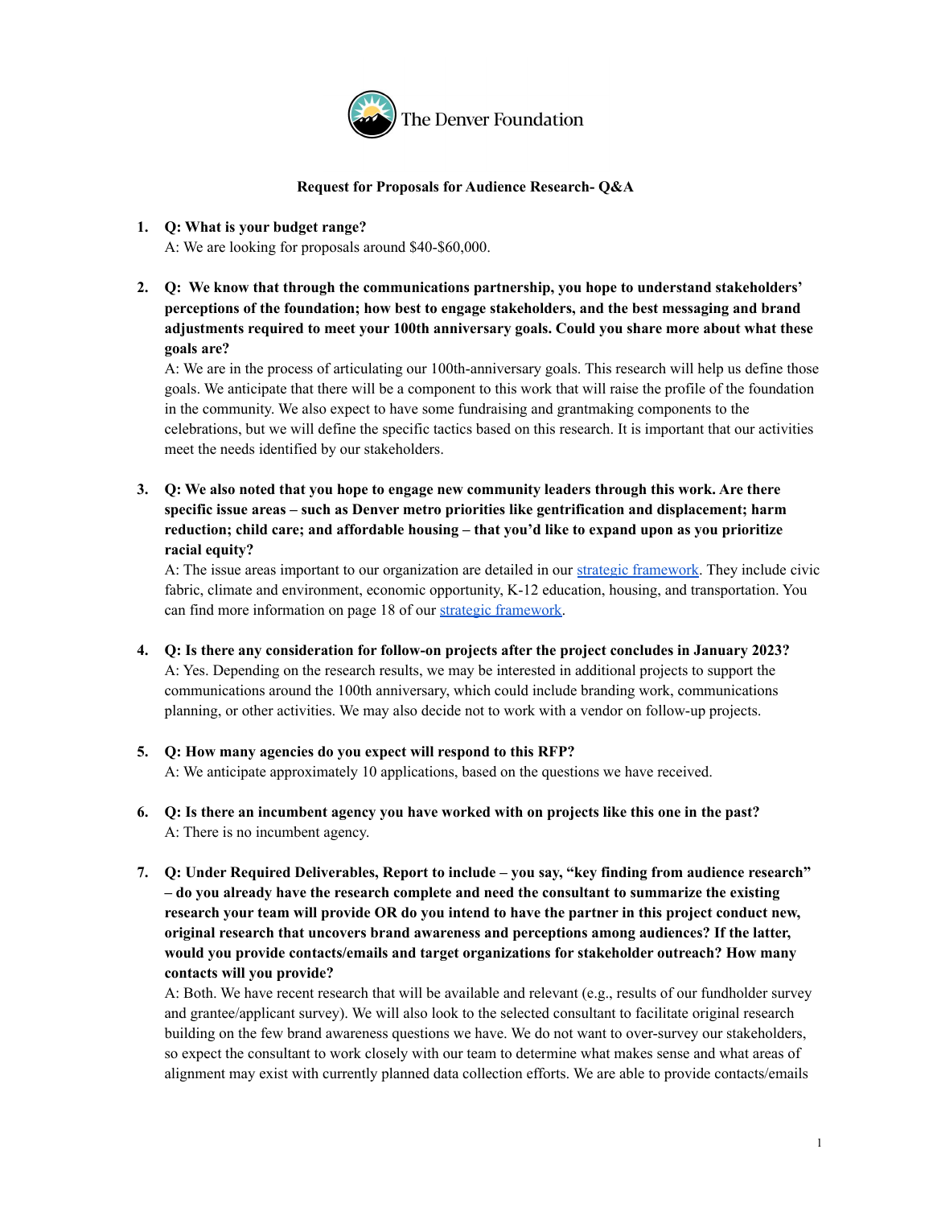The Denver Foundation

**Request for Proposals for Audience Research- Q&A**

1. **Q: What is your budget range?**
   A: We are looking for proposals around $40-$60,000.

2. **Q: We know that through the communications partnership, you hope to understand stakeholders' perceptions of the foundation; how best to engage stakeholders, and the best messaging and brand adjustments required to meet your 100th anniversary goals. Could you share more about what these goals are?**
   A: We are in the process of articulating our 100th-anniversary goals. This research will help us define those goals. We anticipate that there will be a component to this work that will raise the profile of the foundation in the community. We also expect to have some fundraising and grantmaking components to the celebrations, but we will define the specific tactics based on this research. It is important that our activities meet the needs identified by our stakeholders.

3. **Q: We also noted that you hope to engage new community leaders through this work. Are there specific issue areas – such as Denver metro priorities like gentrification and displacement; harm reduction; child care; and affordable housing – that you'd like to expand upon as you prioritize racial equity?**
   A: The issue areas important to our organization are detailed in our strategic framework. They include civic fabric, climate and environment, economic opportunity, K-12 education, housing, and transportation. You can find more information on page 18 of our strategic framework.

4. **Q: Is there any consideration for follow-on projects after the project concludes in January 2023?**
   A: Yes. Depending on the research results, we may be interested in additional projects to support the communications around the 100th anniversary, which could include branding work, communications planning, or other activities. We may also decide not to work with a vendor on follow-up projects.

5. **Q: How many agencies do you expect will respond to this RFP?**
   A: We anticipate approximately 10 applications, based on the questions we have received.

6. **Q: Is there an incumbent agency you have worked with on projects like this one in the past?**
   A: There is no incumbent agency.

7. **Q: Under Required Deliverables, Report to include – you say, "key finding from audience research" – do you already have the research complete and need the consultant to summarize the existing research your team will provide OR do you intend to have the partner in this project conduct new, original research that uncovers brand awareness and perceptions among audiences? If the latter, would you provide contacts/emails and target organizations for stakeholder outreach? How many contacts will you provide?**
   A: Both. We have recent research that will be available and relevant (e.g., results of our fundholder survey and grantee/applicant survey). We will also look to the selected consultant to facilitate original research building on the few brand awareness questions we have. We do not want to over-survey our stakeholders, so expect the consultant to work closely with our team to determine what makes sense and what areas of alignment may exist with currently planned data collection efforts. We are able to provide contacts/emails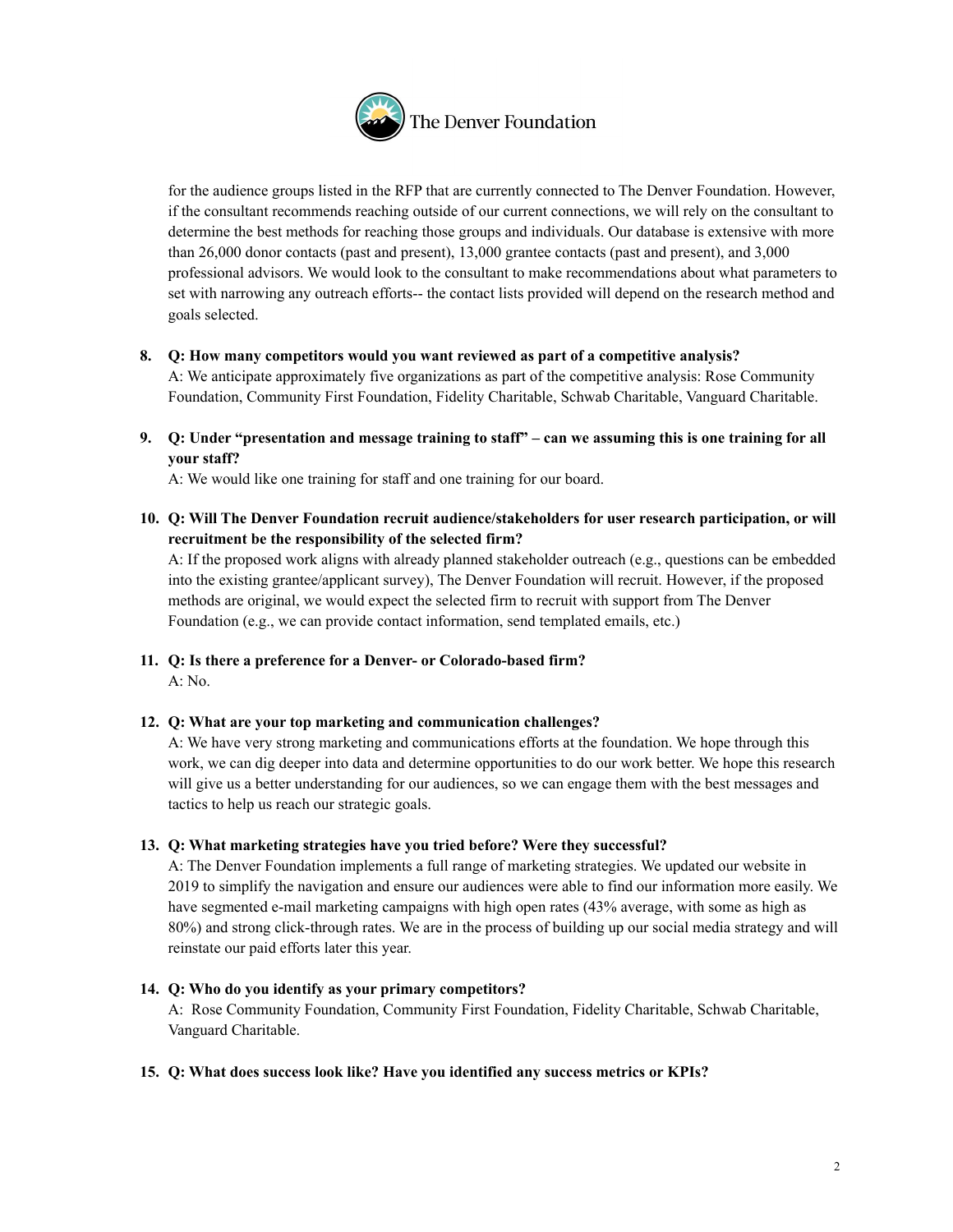for the audience groups listed in the RFP that are currently connected to The Denver Foundation. However, if the consultant recommends reaching outside of our current connections, we will rely on the consultant to determine the best methods for reaching those groups and individuals. Our database is extensive with more than 26,000 donor contacts (past and present), 13,000 grantee contacts (past and present), and 3,000 professional advisors. We would look to the consultant to make recommendations about what parameters to set with narrowing any outreach efforts-- the contact lists provided will depend on the research method and goals selected.

8. **Q: How many competitors would you want reviewed as part of a competitive analysis?**
   A: We anticipate approximately five organizations as part of the competitive analysis: Rose Community Foundation, Community First Foundation, Fidelity Charitable, Schwab Charitable, Vanguard Charitable.

9. **Q: Under "presentation and message training to staff" – can we assuming this is one training for all your staff?**
   A: We would like one training for staff and one training for our board.

10. **Q: Will The Denver Foundation recruit audience/stakeholders for user research participation, or will recruitment be the responsibility of the selected firm?**
    A: If the proposed work aligns with already planned stakeholder outreach (e.g., questions can be embedded into the existing grantee/applicant survey), The Denver Foundation will recruit. However, if the proposed methods are original, we would expect the selected firm to recruit with support from The Denver Foundation (e.g., we can provide contact information, send templated emails, etc.)

11. **Q: Is there a preference for a Denver- or Colorado-based firm?**
    A: No.

12. **Q: What are your top marketing and communication challenges?**
    A: We have very strong marketing and communications efforts at the foundation. We hope through this work, we can dig deeper into data and determine opportunities to do our work better. We hope this research will give us a better understanding for our audiences, so we can engage them with the best messages and tactics to help us reach our strategic goals.

13. **Q: What marketing strategies have you tried before? Were they successful?**
    A: The Denver Foundation implements a full range of marketing strategies. We updated our website in 2019 to simplify the navigation and ensure our audiences were able to find our information more easily. We have segmented e-mail marketing campaigns with high open rates (43% average, with some as high as 80%) and strong click-through rates. We are in the process of building up our social media strategy and will reinstate our paid efforts later this year.

14. **Q: Who do you identify as your primary competitors?**
    A: Rose Community Foundation, Community First Foundation, Fidelity Charitable, Schwab Charitable, Vanguard Charitable.

15. **Q: What does success look like? Have you identified any success metrics or KPIs?**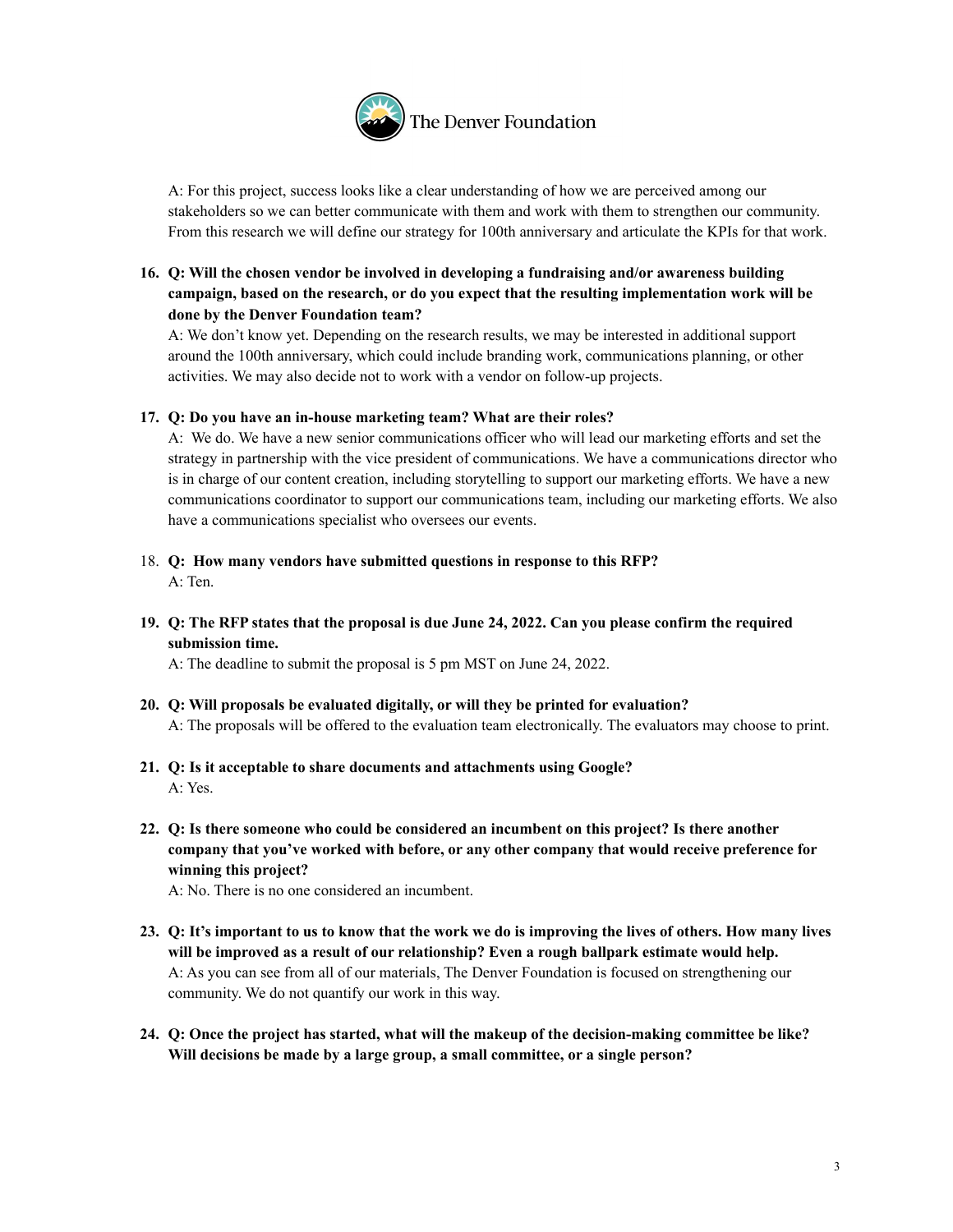A: For this project, success looks like a clear understanding of how we are perceived among our stakeholders so we can better communicate with them and work with them to strengthen our community. From this research we will define our strategy for 100th anniversary and articulate the KPIs for that work.

16. **Q: Will the chosen vendor be involved in developing a fundraising and/or awareness building campaign, based on the research, or do you expect that the resulting implementation work will be done by the Denver Foundation team?**
    A: We don't know yet. Depending on the research results, we may be interested in additional support around the 100th anniversary, which could include branding work, communications planning, or other activities. We may also decide not to work with a vendor on follow-up projects.

17. **Q: Do you have an in-house marketing team? What are their roles?**
    A: We do. We have a new senior communications officer who will lead our marketing efforts and set the strategy in partnership with the vice president of communications. We have a communications director who is in charge of our content creation, including storytelling to support our marketing efforts. We have a new communications coordinator to support our communications team, including our marketing efforts. We also have a communications specialist who oversees our events.

18. **Q: How many vendors have submitted questions in response to this RFP?**
    A: Ten.

19. **Q: The RFP states that the proposal is due June 24, 2022. Can you please confirm the required submission time.**
    A: The deadline to submit the proposal is 5 pm MST on June 24, 2022.

20. **Q: Will proposals be evaluated digitally, or will they be printed for evaluation?**
    A: The proposals will be offered to the evaluation team electronically. The evaluators may choose to print.

21. **Q: Is it acceptable to share documents and attachments using Google?**
    A: Yes.

22. **Q: Is there someone who could be considered an incumbent on this project? Is there another company that you've worked with before, or any other company that would receive preference for winning this project?**
    A: No. There is no one considered an incumbent.

23. **Q: It's important to us to know that the work we do is improving the lives of others. How many lives will be improved as a result of our relationship? Even a rough ballpark estimate would help.**
    A: As you can see from all of our materials, The Denver Foundation is focused on strengthening our community. We do not quantify our work in this way.

24. **Q: Once the project has started, what will the makeup of the decision-making committee be like? Will decisions be made by a large group, a small committee, or a single person?**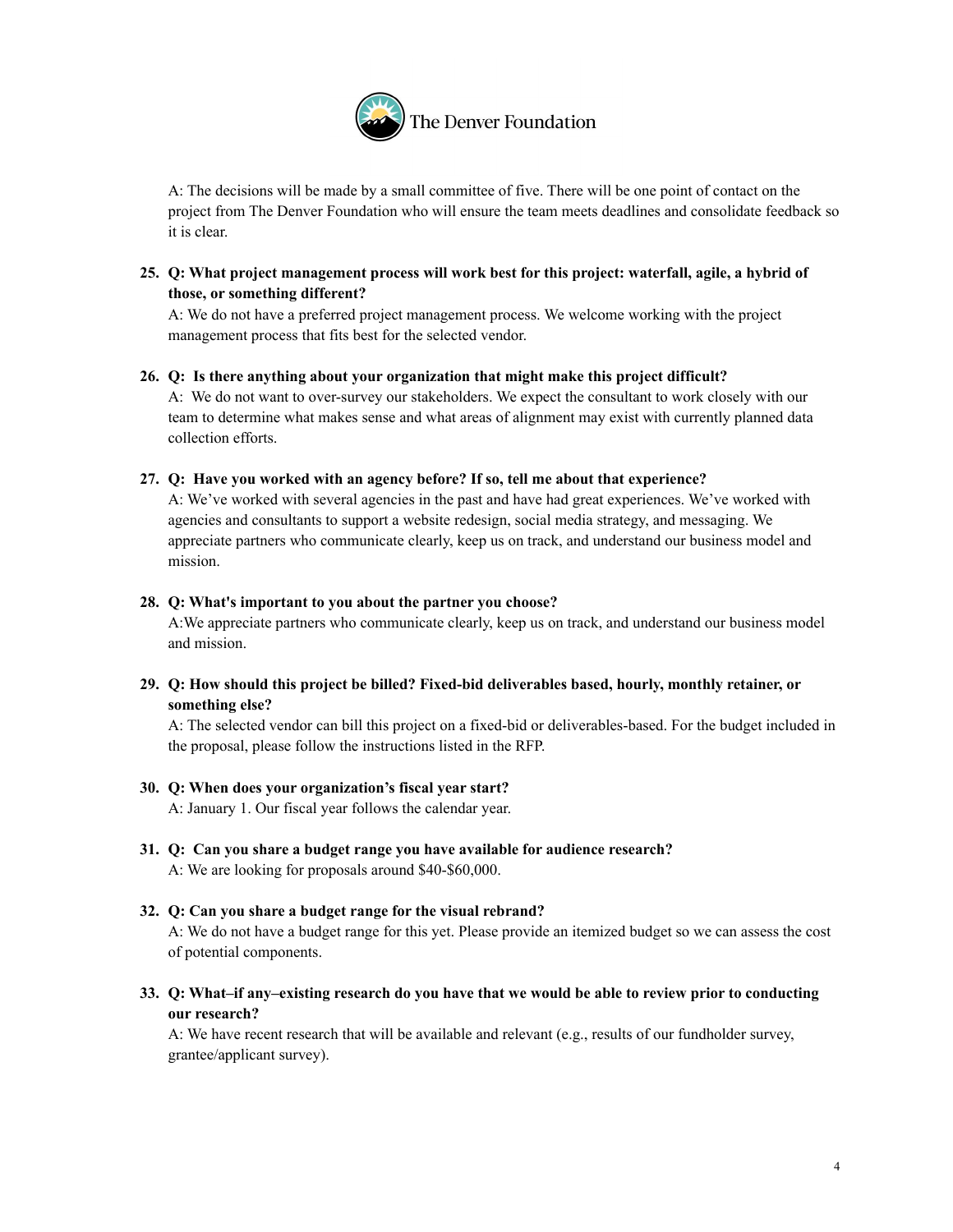A: The decisions will be made by a small committee of five. There will be one point of contact on the project from The Denver Foundation who will ensure the team meets deadlines and consolidate feedback so it is clear.

25. **Q: What project management process will work best for this project: waterfall, agile, a hybrid of those, or something different?**
    A: We do not have a preferred project management process. We welcome working with the project management process that fits best for the selected vendor.

26. **Q: Is there anything about your organization that might make this project difficult?**
    A: We do not want to over-survey our stakeholders. We expect the consultant to work closely with our team to determine what makes sense and what areas of alignment may exist with currently planned data collection efforts.

27. **Q: Have you worked with an agency before? If so, tell me about that experience?**
    A: We've worked with several agencies in the past and have had great experiences. We've worked with agencies and consultants to support a website redesign, social media strategy, and messaging. We appreciate partners who communicate clearly, keep us on track, and understand our business model and mission.

28. **Q: What's important to you about the partner you choose?**
    A:We appreciate partners who communicate clearly, keep us on track, and understand our business model and mission.

29. **Q: How should this project be billed? Fixed-bid deliverables based, hourly, monthly retainer, or something else?**
    A: The selected vendor can bill this project on a fixed-bid or deliverables-based. For the budget included in the proposal, please follow the instructions listed in the RFP.

30. **Q: When does your organization's fiscal year start?**
    A: January 1. Our fiscal year follows the calendar year.

31. **Q: Can you share a budget range you have available for audience research?**
    A: We are looking for proposals around $40-$60,000.

32. **Q: Can you share a budget range for the visual rebrand?**
    A: We do not have a budget range for this yet. Please provide an itemized budget so we can assess the cost of potential components.

33. **Q: What–if any–existing research do you have that we would be able to review prior to conducting our research?**
    A: We have recent research that will be available and relevant (e.g., results of our fundholder survey, grantee/applicant survey).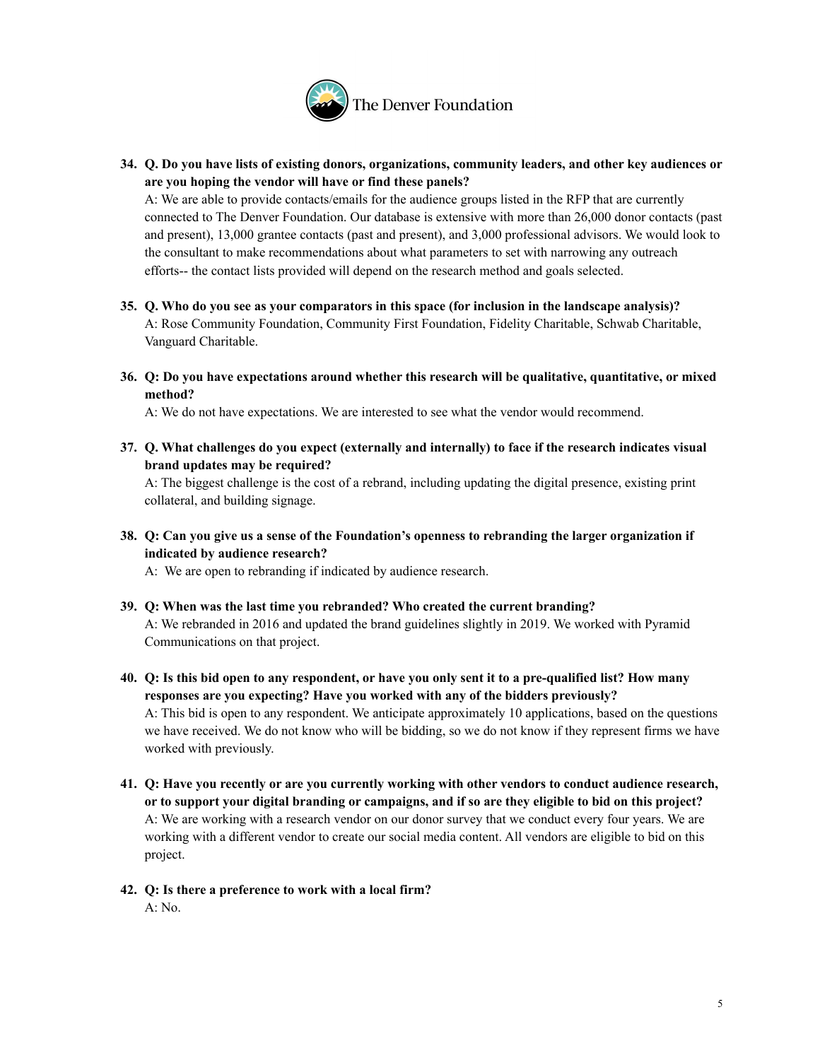34. **Q. Do you have lists of existing donors, organizations, community leaders, and other key audiences or are you hoping the vendor will have or find these panels?**
   A: We are able to provide contacts/emails for the audience groups listed in the RFP that are currently connected to The Denver Foundation. Our database is extensive with more than 26,000 donor contacts (past and present), 13,000 grantee contacts (past and present), and 3,000 professional advisors. We would look to the consultant to make recommendations about what parameters to set with narrowing any outreach efforts-- the contact lists provided will depend on the research method and goals selected.

35. **Q. Who do you see as your comparators in this space (for inclusion in the landscape analysis)?**
   A: Rose Community Foundation, Community First Foundation, Fidelity Charitable, Schwab Charitable, Vanguard Charitable.

36. **Q: Do you have expectations around whether this research will be qualitative, quantitative, or mixed method?**
   A: We do not have expectations. We are interested to see what the vendor would recommend.

37. **Q. What challenges do you expect (externally and internally) to face if the research indicates visual brand updates may be required?**
   A: The biggest challenge is the cost of a rebrand, including updating the digital presence, existing print collateral, and building signage.

38. **Q: Can you give us a sense of the Foundation's openness to rebranding the larger organization if indicated by audience research?**
   A: We are open to rebranding if indicated by audience research.

39. **Q: When was the last time you rebranded? Who created the current branding?**
   A: We rebranded in 2016 and updated the brand guidelines slightly in 2019. We worked with Pyramid Communications on that project.

40. **Q: Is this bid open to any respondent, or have you only sent it to a pre-qualified list? How many responses are you expecting? Have you worked with any of the bidders previously?**
   A: This bid is open to any respondent. We anticipate approximately 10 applications, based on the questions we have received. We do not know who will be bidding, so we do not know if they represent firms we have worked with previously.

41. **Q: Have you recently or are you currently working with other vendors to conduct audience research, or to support your digital branding or campaigns, and if so are they eligible to bid on this project?**
   A: We are working with a research vendor on our donor survey that we conduct every four years. We are working with a different vendor to create our social media content. All vendors are eligible to bid on this project.

42. **Q: Is there a preference to work with a local firm?**
   A: No.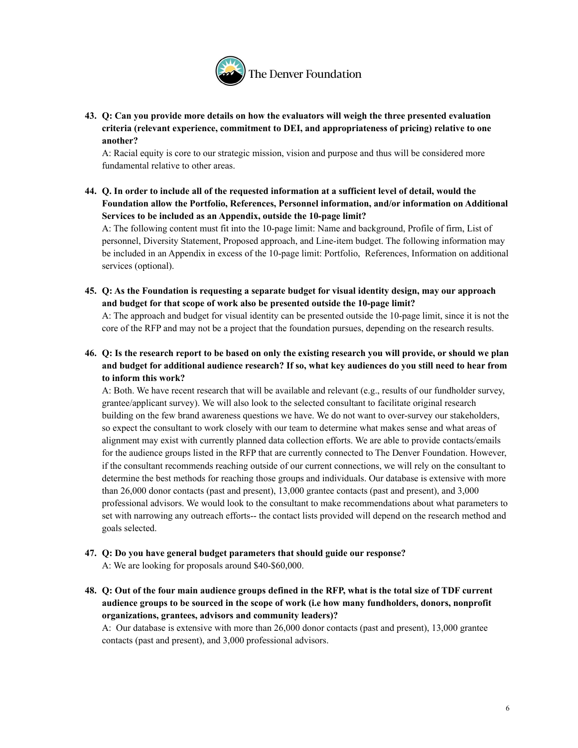43. **Q: Can you provide more details on how the evaluators will weigh the three presented evaluation criteria (relevant experience, commitment to DEI, and appropriateness of pricing) relative to one another?**

    A: Racial equity is core to our strategic mission, vision and purpose and thus will be considered more fundamental relative to other areas.

44. **Q. In order to include all of the requested information at a sufficient level of detail, would the Foundation allow the Portfolio, References, Personnel information, and/or information on Additional Services to be included as an Appendix, outside the 10-page limit?**

    A: The following content must fit into the 10-page limit: Name and background, Profile of firm, List of personnel, Diversity Statement, Proposed approach, and Line-item budget. The following information may be included in an Appendix in excess of the 10-page limit: Portfolio, References, Information on additional services (optional).

45. **Q: As the Foundation is requesting a separate budget for visual identity design, may our approach and budget for that scope of work also be presented outside the 10-page limit?**

    A: The approach and budget for visual identity can be presented outside the 10-page limit, since it is not the core of the RFP and may not be a project that the foundation pursues, depending on the research results.

46. **Q: Is the research report to be based on only the existing research you will provide, or should we plan and budget for additional audience research? If so, what key audiences do you still need to hear from to inform this work?**

    A: Both. We have recent research that will be available and relevant (e.g., results of our fundholder survey, grantee/applicant survey). We will also look to the selected consultant to facilitate original research building on the few brand awareness questions we have. We do not want to over-survey our stakeholders, so expect the consultant to work closely with our team to determine what makes sense and what areas of alignment may exist with currently planned data collection efforts. We are able to provide contacts/emails for the audience groups listed in the RFP that are currently connected to The Denver Foundation. However, if the consultant recommends reaching outside of our current connections, we will rely on the consultant to determine the best methods for reaching those groups and individuals. Our database is extensive with more than 26,000 donor contacts (past and present), 13,000 grantee contacts (past and present), and 3,000 professional advisors. We would look to the consultant to make recommendations about what parameters to set with narrowing any outreach efforts-- the contact lists provided will depend on the research method and goals selected.

47. **Q: Do you have general budget parameters that should guide our response?**

    A: We are looking for proposals around $40-$60,000.

48. **Q: Out of the four main audience groups defined in the RFP, what is the total size of TDF current audience groups to be sourced in the scope of work (i.e how many fundholders, donors, nonprofit organizations, grantees, advisors and community leaders)?**

    A: Our database is extensive with more than 26,000 donor contacts (past and present), 13,000 grantee contacts (past and present), and 3,000 professional advisors.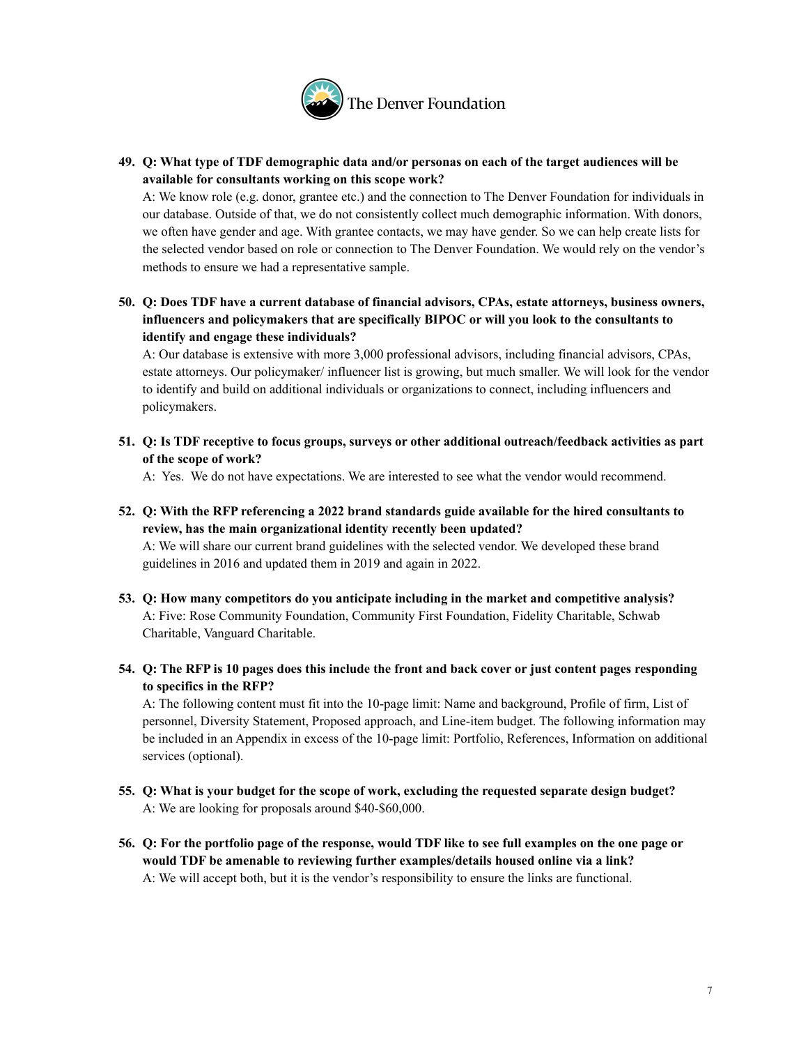49. **Q: What type of TDF demographic data and/or personas on each of the target audiences will be available for consultants working on this scope work?**
   A: We know role (e.g. donor, grantee etc.) and the connection to The Denver Foundation for individuals in our database. Outside of that, we do not consistently collect much demographic information. With donors, we often have gender and age. With grantee contacts, we may have gender. So we can help create lists for the selected vendor based on role or connection to The Denver Foundation. We would rely on the vendor's methods to ensure we had a representative sample.

50. **Q: Does TDF have a current database of financial advisors, CPAs, estate attorneys, business owners, influencers and policymakers that are specifically BIPOC or will you look to the consultants to identify and engage these individuals?**
   A: Our database is extensive with more 3,000 professional advisors, including financial advisors, CPAs, estate attorneys. Our policymaker/ influencer list is growing, but much smaller. We will look for the vendor to identify and build on additional individuals or organizations to connect, including influencers and policymakers.

51. **Q: Is TDF receptive to focus groups, surveys or other additional outreach/feedback activities as part of the scope of work?**
   A: Yes. We do not have expectations. We are interested to see what the vendor would recommend.

52. **Q: With the RFP referencing a 2022 brand standards guide available for the hired consultants to review, has the main organizational identity recently been updated?**
   A: We will share our current brand guidelines with the selected vendor. We developed these brand guidelines in 2016 and updated them in 2019 and again in 2022.

53. **Q: How many competitors do you anticipate including in the market and competitive analysis?**
   A: Five: Rose Community Foundation, Community First Foundation, Fidelity Charitable, Schwab Charitable, Vanguard Charitable.

54. **Q: The RFP is 10 pages does this include the front and back cover or just content pages responding to specifics in the RFP?**
   A: The following content must fit into the 10-page limit: Name and background, Profile of firm, List of personnel, Diversity Statement, Proposed approach, and Line-item budget. The following information may be included in an Appendix in excess of the 10-page limit: Portfolio, References, Information on additional services (optional).

55. **Q: What is your budget for the scope of work, excluding the requested separate design budget?**
   A: We are looking for proposals around $40-$60,000.

56. **Q: For the portfolio page of the response, would TDF like to see full examples on the one page or would TDF be amenable to reviewing further examples/details housed online via a link?**
   A: We will accept both, but it is the vendor's responsibility to ensure the links are functional.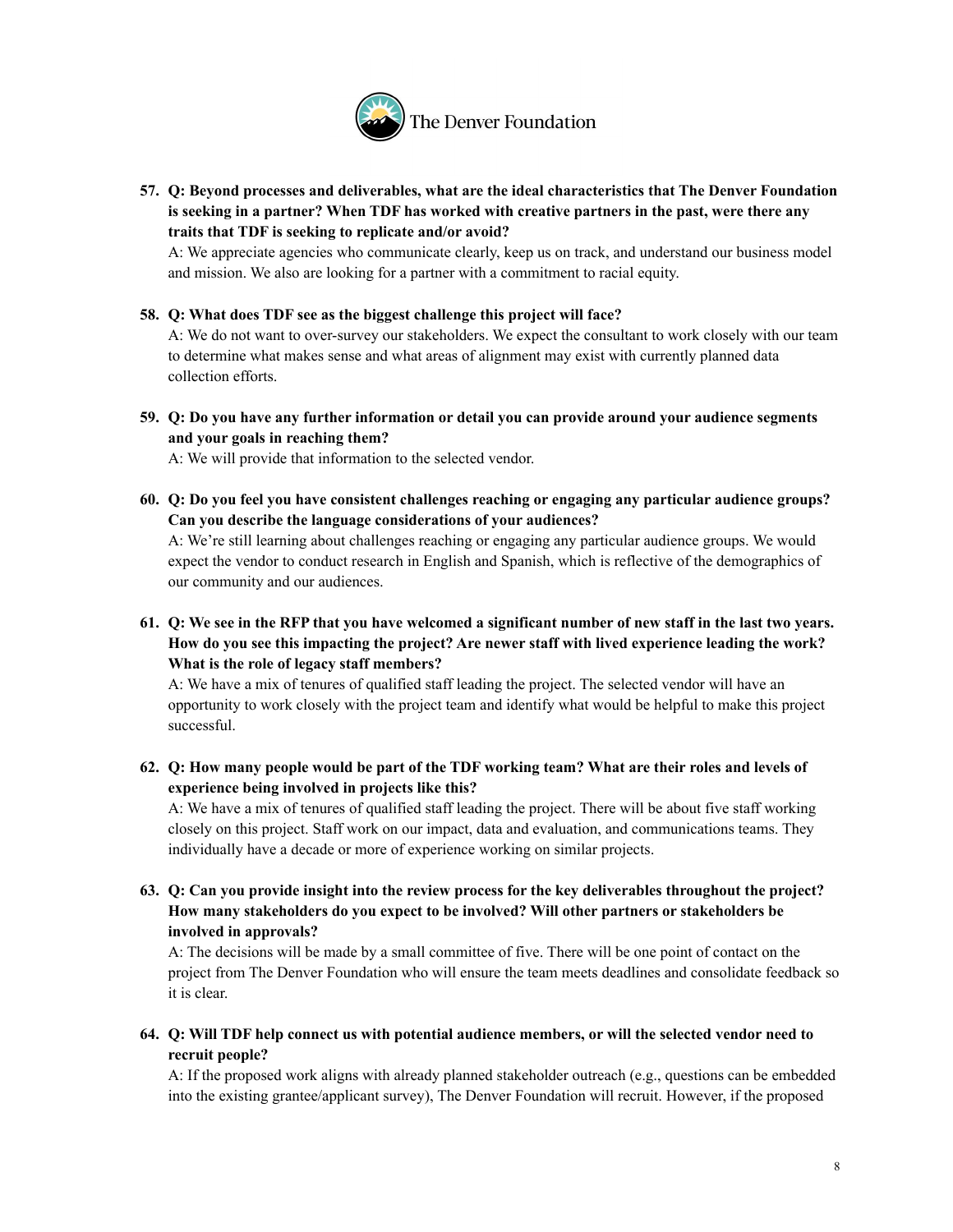57. **Q: Beyond processes and deliverables, what are the ideal characteristics that The Denver Foundation is seeking in a partner? When TDF has worked with creative partners in the past, were there any traits that TDF is seeking to replicate and/or avoid?**
    A: We appreciate agencies who communicate clearly, keep us on track, and understand our business model and mission. We also are looking for a partner with a commitment to racial equity.

58. **Q: What does TDF see as the biggest challenge this project will face?**
    A: We do not want to over-survey our stakeholders. We expect the consultant to work closely with our team to determine what makes sense and what areas of alignment may exist with currently planned data collection efforts.

59. **Q: Do you have any further information or detail you can provide around your audience segments and your goals in reaching them?**
    A: We will provide that information to the selected vendor.

60. **Q: Do you feel you have consistent challenges reaching or engaging any particular audience groups? Can you describe the language considerations of your audiences?**
    A: We're still learning about challenges reaching or engaging any particular audience groups. We would expect the vendor to conduct research in English and Spanish, which is reflective of the demographics of our community and our audiences.

61. **Q: We see in the RFP that you have welcomed a significant number of new staff in the last two years. How do you see this impacting the project? Are newer staff with lived experience leading the work? What is the role of legacy staff members?**
    A: We have a mix of tenures of qualified staff leading the project. The selected vendor will have an opportunity to work closely with the project team and identify what would be helpful to make this project successful.

62. **Q: How many people would be part of the TDF working team? What are their roles and levels of experience being involved in projects like this?**
    A: We have a mix of tenures of qualified staff leading the project. There will be about five staff working closely on this project. Staff work on our impact, data and evaluation, and communications teams. They individually have a decade or more of experience working on similar projects.

63. **Q: Can you provide insight into the review process for the key deliverables throughout the project? How many stakeholders do you expect to be involved? Will other partners or stakeholders be involved in approvals?**
    A: The decisions will be made by a small committee of five. There will be one point of contact on the project from The Denver Foundation who will ensure the team meets deadlines and consolidate feedback so it is clear.

64. **Q: Will TDF help connect us with potential audience members, or will the selected vendor need to recruit people?**
    A: If the proposed work aligns with already planned stakeholder outreach (e.g., questions can be embedded into the existing grantee/applicant survey), The Denver Foundation will recruit. However, if the proposed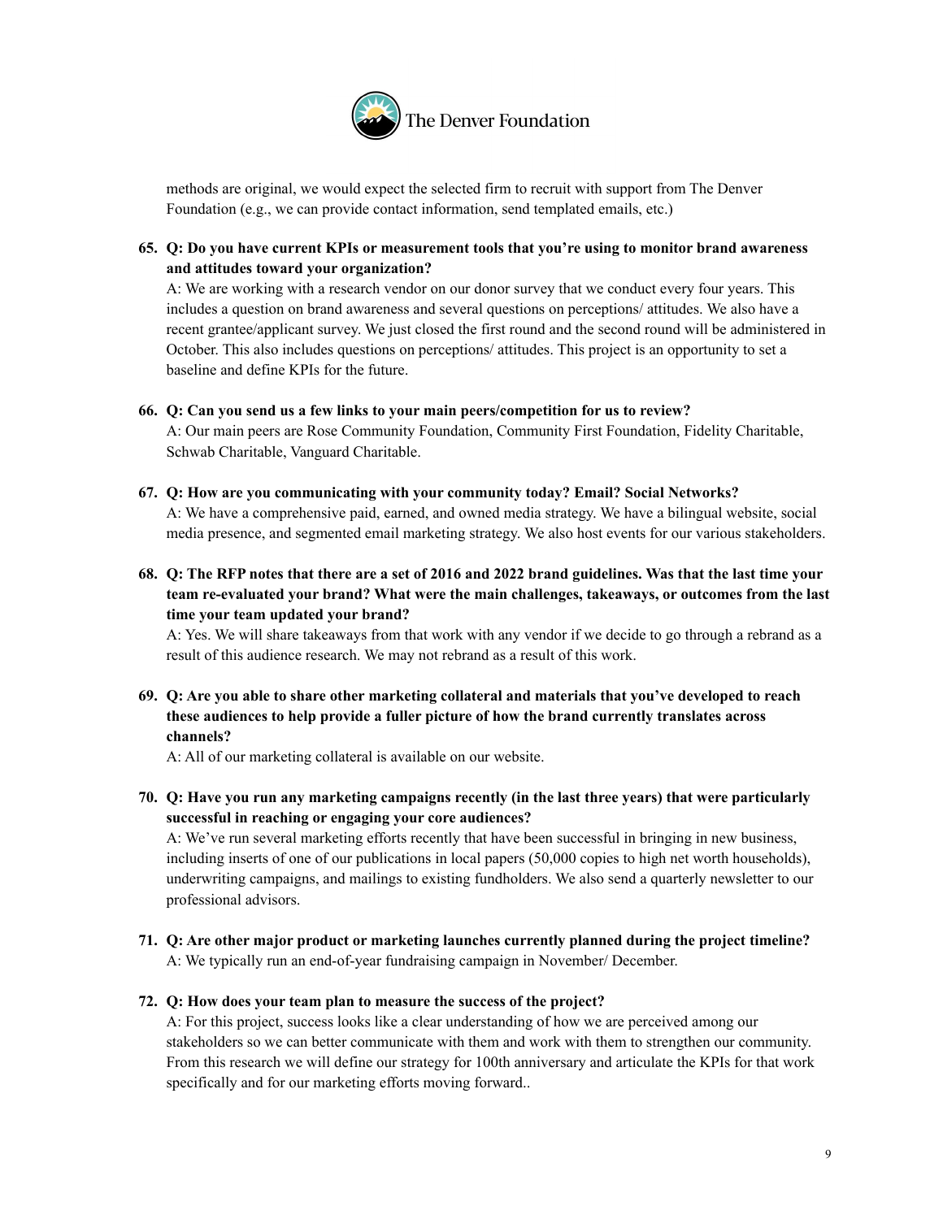methods are original, we would expect the selected firm to recruit with support from The Denver Foundation (e.g., we can provide contact information, send templated emails, etc.)

65. **Q: Do you have current KPIs or measurement tools that you're using to monitor brand awareness and attitudes toward your organization?**
A: We are working with a research vendor on our donor survey that we conduct every four years. This includes a question on brand awareness and several questions on perceptions/ attitudes. We also have a recent grantee/applicant survey. We just closed the first round and the second round will be administered in October. This also includes questions on perceptions/ attitudes. This project is an opportunity to set a baseline and define KPIs for the future.

66. **Q: Can you send us a few links to your main peers/competition for us to review?**
A: Our main peers are Rose Community Foundation, Community First Foundation, Fidelity Charitable, Schwab Charitable, Vanguard Charitable.

67. **Q: How are you communicating with your community today? Email? Social Networks?**
A: We have a comprehensive paid, earned, and owned media strategy. We have a bilingual website, social media presence, and segmented email marketing strategy. We also host events for our various stakeholders.

68. **Q: The RFP notes that there are a set of 2016 and 2022 brand guidelines. Was that the last time your team re-evaluated your brand? What were the main challenges, takeaways, or outcomes from the last time your team updated your brand?**
A: Yes. We will share takeaways from that work with any vendor if we decide to go through a rebrand as a result of this audience research. We may not rebrand as a result of this work.

69. **Q: Are you able to share other marketing collateral and materials that you've developed to reach these audiences to help provide a fuller picture of how the brand currently translates across channels?**
A: All of our marketing collateral is available on our website.

70. **Q: Have you run any marketing campaigns recently (in the last three years) that were particularly successful in reaching or engaging your core audiences?**
A: We've run several marketing efforts recently that have been successful in bringing in new business, including inserts of one of our publications in local papers (50,000 copies to high net worth households), underwriting campaigns, and mailings to existing fundholders. We also send a quarterly newsletter to our professional advisors.

71. **Q: Are other major product or marketing launches currently planned during the project timeline?**
A: We typically run an end-of-year fundraising campaign in November/ December.

72. **Q: How does your team plan to measure the success of the project?**
A: For this project, success looks like a clear understanding of how we are perceived among our stakeholders so we can better communicate with them and work with them to strengthen our community. From this research we will define our strategy for 100th anniversary and articulate the KPIs for that work specifically and for our marketing efforts moving forward..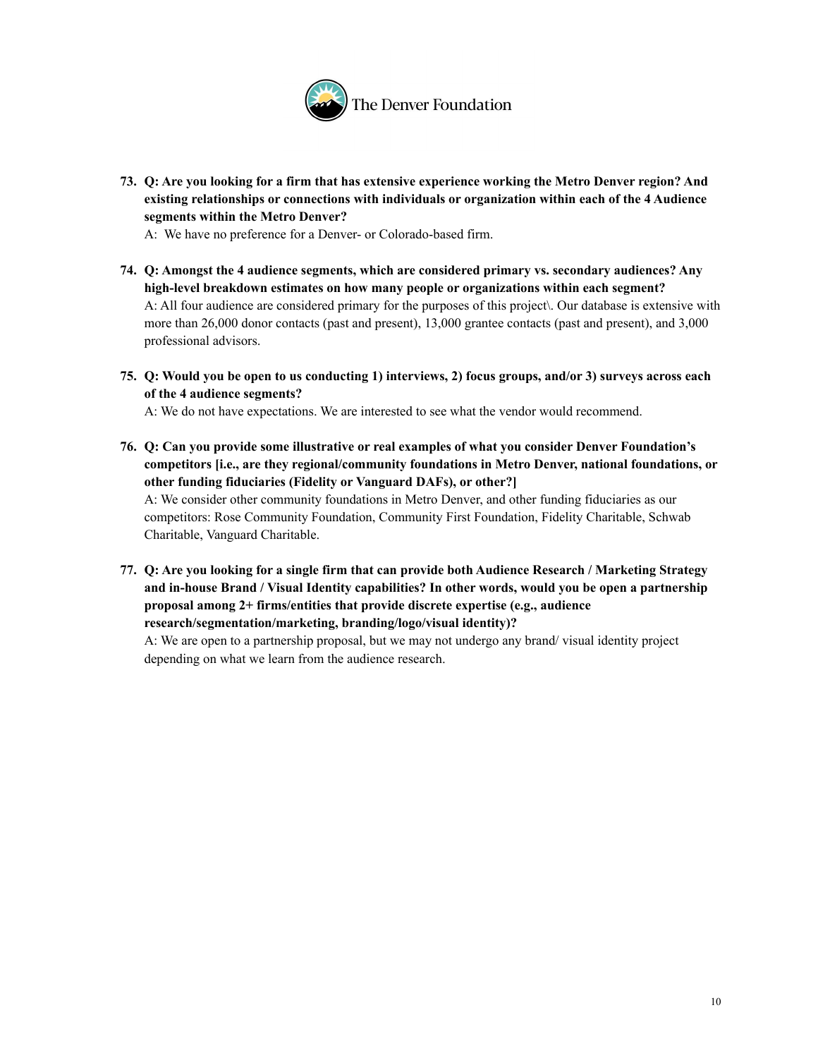73. **Q: Are you looking for a firm that has extensive experience working the Metro Denver region? And existing relationships or connections with individuals or organization within each of the 4 Audience segments within the Metro Denver?**
    A: We have no preference for a Denver- or Colorado-based firm.

74. **Q: Amongst the 4 audience segments, which are considered primary vs. secondary audiences? Any high-level breakdown estimates on how many people or organizations within each segment?**
    A: All four audience are considered primary for the purposes of this project\. Our database is extensive with more than 26,000 donor contacts (past and present), 13,000 grantee contacts (past and present), and 3,000 professional advisors.

75. **Q: Would you be open to us conducting 1) interviews, 2) focus groups, and/or 3) surveys across each of the 4 audience segments?**
    A: We do not have expectations. We are interested to see what the vendor would recommend.

76. **Q: Can you provide some illustrative or real examples of what you consider Denver Foundation's competitors [i.e., are they regional/community foundations in Metro Denver, national foundations, or other funding fiduciaries (Fidelity or Vanguard DAFs), or other?]**
    A: We consider other community foundations in Metro Denver, and other funding fiduciaries as our competitors: Rose Community Foundation, Community First Foundation, Fidelity Charitable, Schwab Charitable, Vanguard Charitable.

77. **Q: Are you looking for a single firm that can provide both Audience Research / Marketing Strategy and in-house Brand / Visual Identity capabilities? In other words, would you be open a partnership proposal among 2+ firms/entities that provide discrete expertise (e.g., audience research/segmentation/marketing, branding/logo/visual identity)?**
    A: We are open to a partnership proposal, but we may not undergo any brand/ visual identity project depending on what we learn from the audience research.